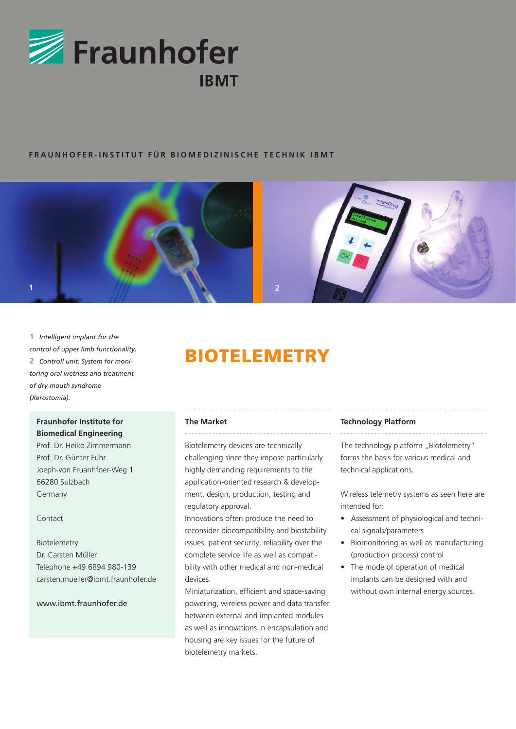# Fraunhofer IBMT

FRAUNHOFER-INSTITUT FÜR BIOMEDIZINISCHE TECHNIK IBMT

**1** *Intelligent implant for the control of upper limb functionality.*
**2** *Controll unit: System for monitoring oral wetness and treatment of dry-mouth syndrome (Xerostomia).*

**Fraunhofer Institute for Biomedical Engineering**
Prof. Dr. Heiko Zimmermann
Prof. Dr. Günter Fuhr
Joeph-von Fruanhfoer-Weg 1
66280 Sulzbach
Germany

Contact

Biotelemetry
Dr. Carsten Müller
Telephone +49 6894 980-139
carsten.mueller@ibmt.fraunhofer.de

www.ibmt.fraunhofer.de

# BIOTELEMETRY

## The Market

Biotelemetry devices are technically challenging since they impose particularly highly demanding requirements to the application-oriented research & development, design, production, testing and regulatory approval.
Innovations often produce the need to reconsider biocompatibility and biostability issues, patient security, reliability over the complete service life as well as compatibility with other medical and non-medical devices.
Miniaturization, efficient and space-saving powering, wireless power and data transfer between external and implanted modules as well as innovations in encapsulation and housing are key issues for the future of biotelemetry markets.

## Technology Platform

The technology platform „Biotelemetry" forms the basis for various medical and technical applications.

Wireless telemetry systems as seen here are intended for:

- Assessment of physiological and technical signals/parameters
- Biomonitoring as well as manufacturing (production process) control
- The mode of operation of medical implants can be designed with and without own internal energy sources.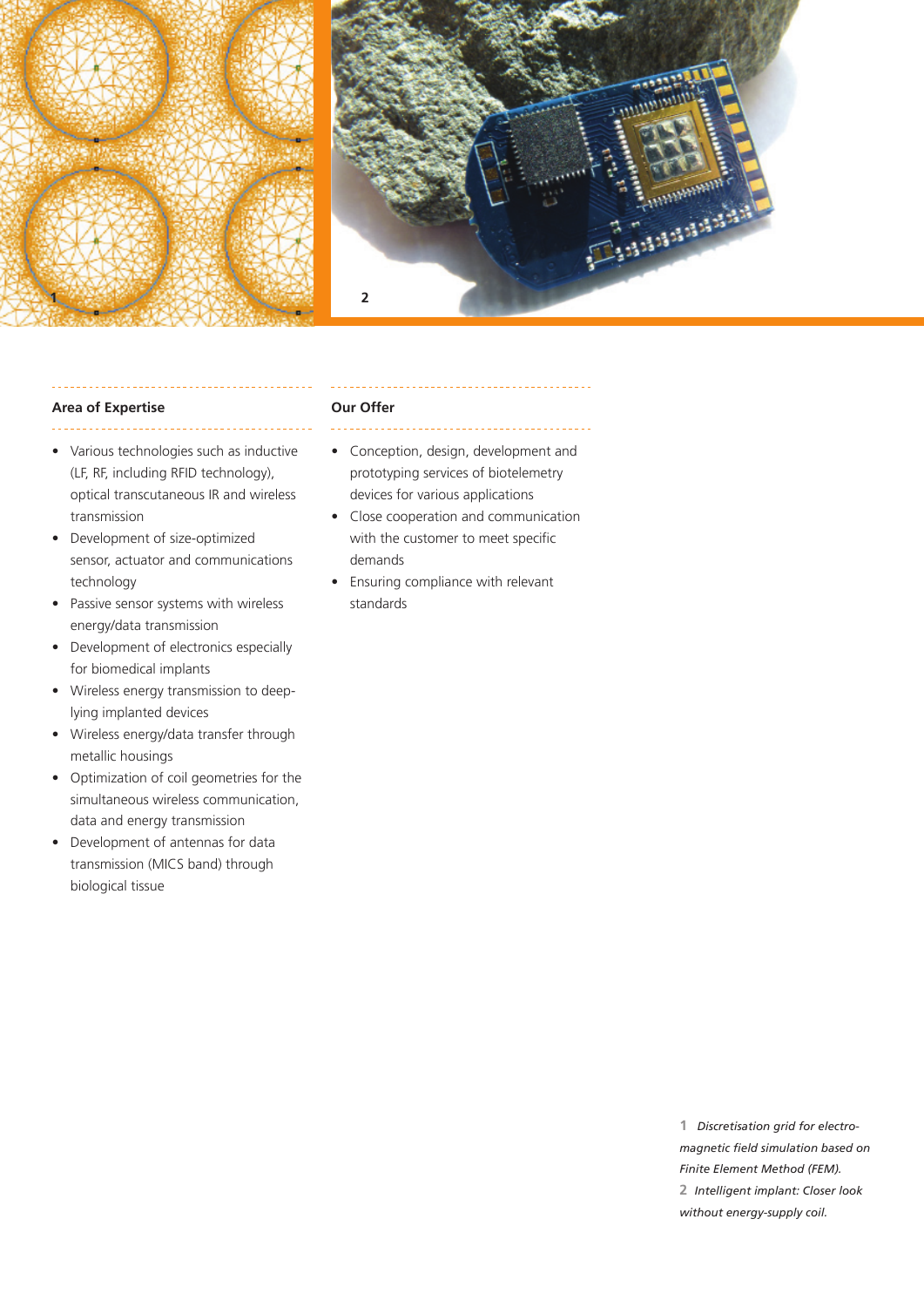## Area of Expertise

- Various technologies such as inductive (LF, RF, including RFID technology), optical transcutaneous IR and wireless transmission
- Development of size-optimized sensor, actuator and communications technology
- Passive sensor systems with wireless energy/data transmission
- Development of electronics especially for biomedical implants
- Wireless energy transmission to deep-lying implanted devices
- Wireless energy/data transfer through metallic housings
- Optimization of coil geometries for the simultaneous wireless communication, data and energy transmission
- Development of antennas for data transmission (MICS band) through biological tissue

## Our Offer

- Conception, design, development and prototyping services of biotelemetry devices for various applications
- Close cooperation and communication with the customer to meet specific demands
- Ensuring compliance with relevant standards

**1** *Discretisation grid for electromagnetic field simulation based on Finite Element Method (FEM).*
**2** *Intelligent implant: Closer look without energy-supply coil.*